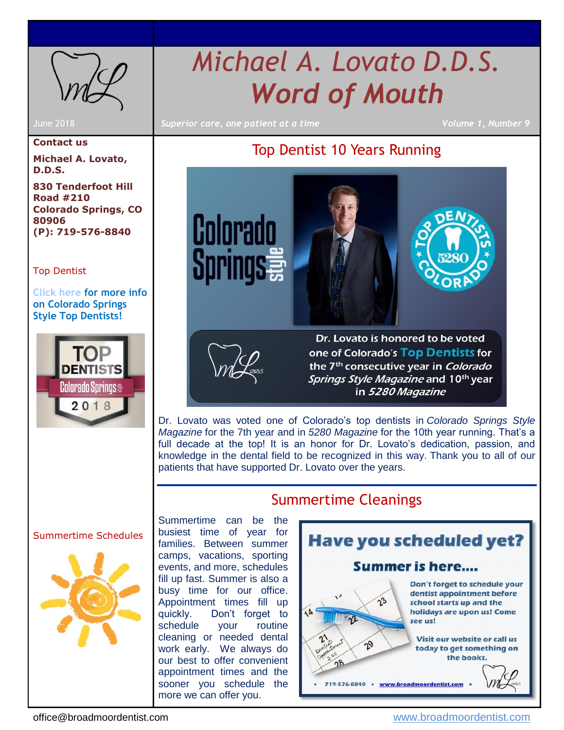# Michael A. Lovato D.D.S.
# *Word of Mouth*

June 2018

*Superior care, one patient at a time*

*Volume 1, Number 9*

**Contact us**

**Michael A. Lovato, D.D.S.**

**830 Tenderfoot Hill Road #210**
**Colorado Springs, CO 80906**
**(P): 719-576-8840**

Top Dentist

Click here for more info on Colorado Springs Style Top Dentists!

TOP DENTISTS Colorado Springs style 2018

Summertime Schedules

## Top Dentist 10 Years Running

Colorado Springs style

TOP DENTISTS 5280 COLORADO

Dr. Lovato is honored to be voted one of Colorado's Top Dentists for the 7th consecutive year in *Colorado Springs Style Magazine* and 10th year in *5280 Magazine*

Dr. Lovato was voted one of Colorado's top dentists in *Colorado Springs Style Magazine* for the 7th year and in *5280 Magazine* for the 10th year running. That's a full decade at the top! It is an honor for Dr. Lovato's dedication, passion, and knowledge in the dental field to be recognized in this way. Thank you to all of our patients that have supported Dr. Lovato over the years.

## Summertime Cleanings

Summertime can be the busiest time of year for families. Between summer camps, vacations, sporting events, and more, schedules fill up fast. Summer is also a busy time for our office. Appointment times fill up quickly. Don't forget to schedule your routine cleaning or needed dental work early. We always do our best to offer convenient appointment times and the sooner you schedule the more we can offer you.

**Have you scheduled yet?**

**Summer is here....**

Don't forget to schedule your dentist appointment before school starts up and the holidays are upon us! Come see us!

Visit our website or call us today to get something on the books.

• 719-576-8840 • www.broadmoordentist.com •

office@broadmoordentist.com

www.broadmoordentist.com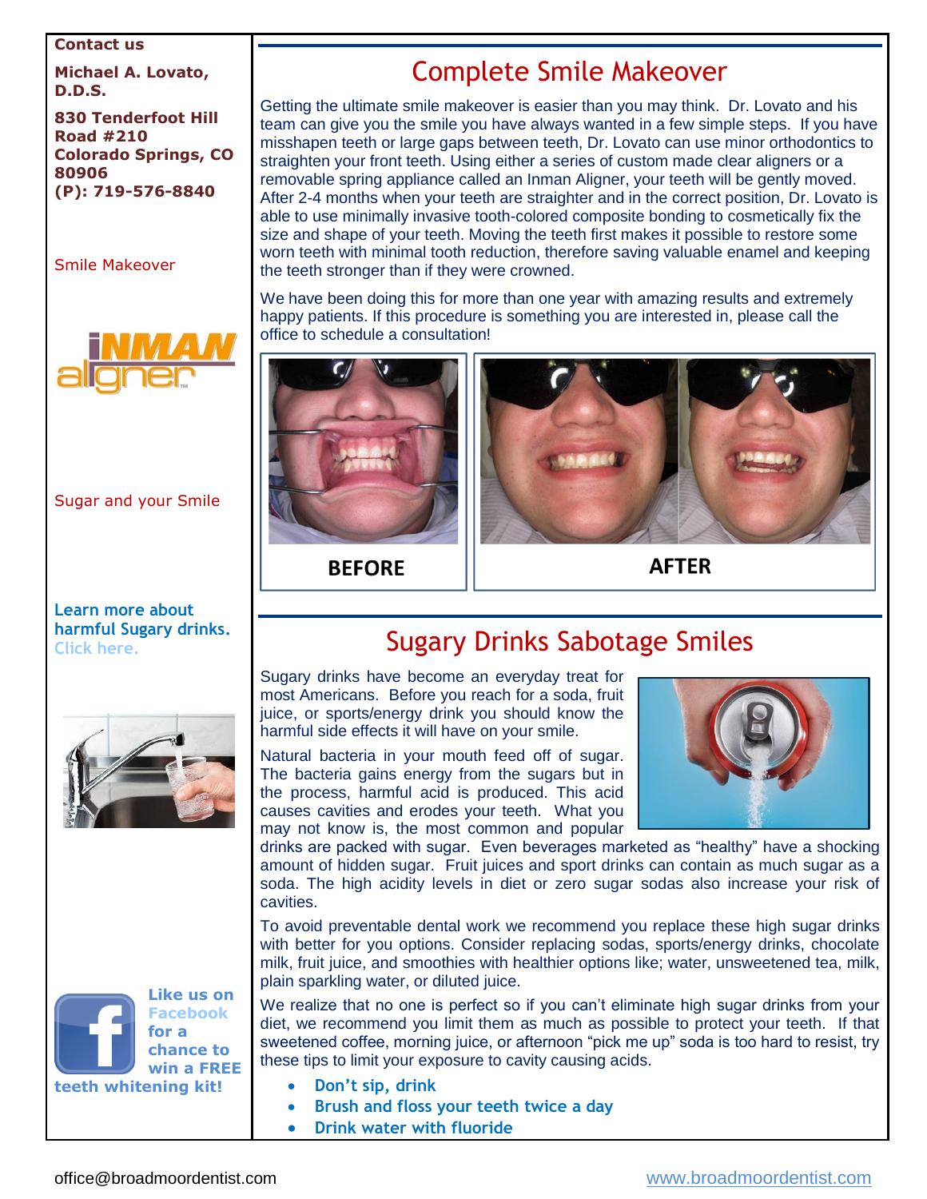**Contact us**

**Michael A. Lovato, D.D.S.**

**830 Tenderfoot Hill Road #210**
**Colorado Springs, CO 80906**
**(P): 719-576-8840**

Smile Makeover

Sugar and your Smile

**Learn more about harmful Sugary drinks. Click here.**

**Like us on Facebook for a chance to win a FREE teeth whitening kit!**

## Complete Smile Makeover

Getting the ultimate smile makeover is easier than you may think. Dr. Lovato and his team can give you the smile you have always wanted in a few simple steps. If you have misshapen teeth or large gaps between teeth, Dr. Lovato can use minor orthodontics to straighten your front teeth. Using either a series of custom made clear aligners or a removable spring appliance called an Inman Aligner, your teeth will be gently moved. After 2-4 months when your teeth are straighter and in the correct position, Dr. Lovato is able to use minimally invasive tooth-colored composite bonding to cosmetically fix the size and shape of your teeth. Moving the teeth first makes it possible to restore some worn teeth with minimal tooth reduction, therefore saving valuable enamel and keeping the teeth stronger than if they were crowned.

We have been doing this for more than one year with amazing results and extremely happy patients. If this procedure is something you are interested in, please call the office to schedule a consultation!

**BEFORE**

**AFTER**

## Sugary Drinks Sabotage Smiles

Sugary drinks have become an everyday treat for most Americans. Before you reach for a soda, fruit juice, or sports/energy drink you should know the harmful side effects it will have on your smile.

Natural bacteria in your mouth feed off of sugar. The bacteria gains energy from the sugars but in the process, harmful acid is produced. This acid causes cavities and erodes your teeth. What you may not know is, the most common and popular drinks are packed with sugar. Even beverages marketed as "healthy" have a shocking amount of hidden sugar. Fruit juices and sport drinks can contain as much sugar as a soda. The high acidity levels in diet or zero sugar sodas also increase your risk of cavities.

To avoid preventable dental work we recommend you replace these high sugar drinks with better for you options. Consider replacing sodas, sports/energy drinks, chocolate milk, fruit juice, and smoothies with healthier options like; water, unsweetened tea, milk, plain sparkling water, or diluted juice.

We realize that no one is perfect so if you can't eliminate high sugar drinks from your diet, we recommend you limit them as much as possible to protect your teeth. If that sweetened coffee, morning juice, or afternoon "pick me up" soda is too hard to resist, try these tips to limit your exposure to cavity causing acids.

- **Don't sip, drink**
- **Brush and floss your teeth twice a day**
- **Drink water with fluoride**

office@broadmoordentist.com

www.broadmoordentist.com